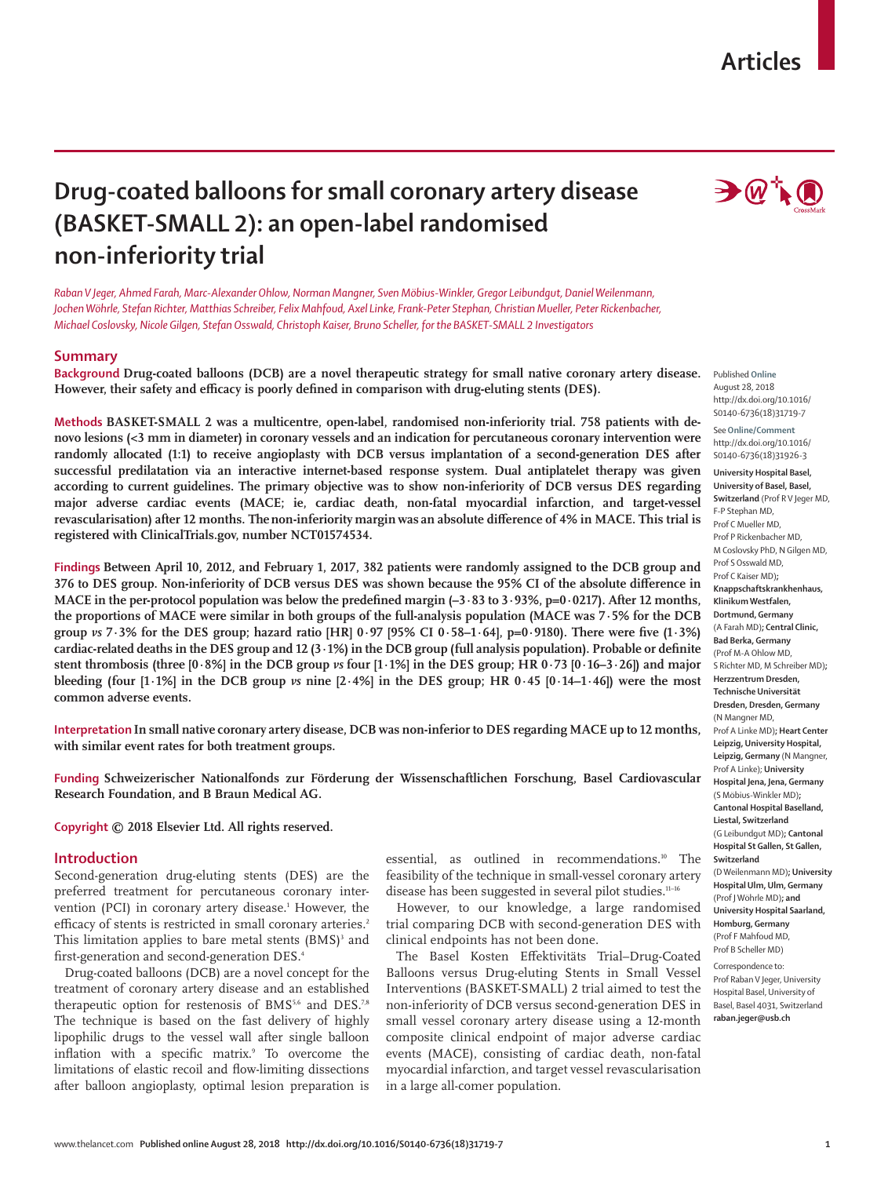# Drug-coated balloons for small coronary artery disease (BASKET-SMALL 2): an open-label randomised non-inferiority trial

*Raban V Jeger, Ahmed Farah, Marc-Alexander Ohlow, Norman Mangner, Sven Möbius-Winkler, Gregor Leibundgut, Daniel Weilenmann, Jochen Wöhrle, Stefan Richter, Matthias Schreiber, Felix Mahfoud, Axel Linke, Frank-Peter Stephan, Christian Mueller, Peter Rickenbacher, Michael Coslovsky, Nicole Gilgen, Stefan Osswald, Christoph Kaiser, Bruno Scheller, for the BASKET-SMALL 2 Investigators*

## Summary

**Background** Drug-coated balloons (DCB) are a novel therapeutic strategy for small native coronary artery disease. However, their safety and efficacy is poorly defined in comparison with drug-eluting stents (DES).

**Methods** BASKET-SMALL 2 was a multicentre, open-label, randomised non-inferiority trial. 758 patients with de-novo lesions (<3 mm in diameter) in coronary vessels and an indication for percutaneous coronary intervention were randomly allocated (1:1) to receive angioplasty with DCB versus implantation of a second-generation DES after successful predilatation via an interactive internet-based response system. Dual antiplatelet therapy was given according to current guidelines. The primary objective was to show non-inferiority of DCB versus DES regarding major adverse cardiac events (MACE; ie, cardiac death, non-fatal myocardial infarction, and target-vessel revascularisation) after 12 months. The non-inferiority margin was an absolute difference of 4% in MACE. This trial is registered with ClinicalTrials.gov, number NCT01574534.

**Findings** Between April 10, 2012, and February 1, 2017, 382 patients were randomly assigned to the DCB group and 376 to DES group. Non-inferiority of DCB versus DES was shown because the 95% CI of the absolute difference in MACE in the per-protocol population was below the predefined margin (–3·83 to 3·93%, p=0·0217). After 12 months, the proportions of MACE were similar in both groups of the full-analysis population (MACE was 7·5% for the DCB group *vs* 7·3% for the DES group; hazard ratio [HR] 0·97 [95% CI 0·58–1·64], p=0·9180). There were five (1·3%) cardiac-related deaths in the DES group and 12 (3·1%) in the DCB group (full analysis population). Probable or definite stent thrombosis (three [0·8%] in the DCB group *vs* four [1·1%] in the DES group; HR 0·73 [0·16–3·26]) and major bleeding (four [1·1%] in the DCB group *vs* nine [2·4%] in the DES group; HR 0·45 [0·14–1·46]) were the most common adverse events.

**Interpretation** In small native coronary artery disease, DCB was non-inferior to DES regarding MACE up to 12 months, with similar event rates for both treatment groups.

**Funding** Schweizerischer Nationalfonds zur Förderung der Wissenschaftlichen Forschung, Basel Cardiovascular Research Foundation, and B Braun Medical AG.

**Copyright** © 2018 Elsevier Ltd. All rights reserved.

Published **Online** August 28, 2018 http://dx.doi.org/10.1016/S0140-6736(18)31719-7

See **Online/Comment** http://dx.doi.org/10.1016/S0140-6736(18)31926-3

**University Hospital Basel, University of Basel, Basel, Switzerland** (Prof R V Jeger MD, F-P Stephan MD, Prof C Mueller MD, Prof P Rickenbacher MD, M Coslovsky PhD, N Gilgen MD, Prof S Osswald MD, Prof C Kaiser MD)**; Knappschaftskrankenhaus, Klinikum Westfalen, Dortmund, Germany** (A Farah MD)**; Central Clinic, Bad Berka, Germany** (Prof M-A Ohlow MD, S Richter MD, M Schreiber MD)**; Herzzentrum Dresden, Technische Universität Dresden, Dresden, Germany** (N Mangner MD, Prof A Linke MD)**; Heart Center Leipzig, University Hospital, Leipzig, Germany** (N Mangner, Prof A Linke)**; University Hospital Jena, Jena, Germany** (S Möbius-Winkler MD)**; Cantonal Hospital Baselland, Liestal, Switzerland** (G Leibundgut MD)**; Cantonal Hospital St Gallen, St Gallen, Switzerland** (D Weilenmann MD)**; University Hospital Ulm, Ulm, Germany** (Prof J Wöhrle MD)**; and University Hospital Saarland, Homburg, Germany** (Prof F Mahfoud MD, Prof B Scheller MD)

Correspondence to: Prof Raban V Jeger, University Hospital Basel, University of Basel, Basel 4031, Switzerland **raban.jeger@usb.ch**

## Introduction

Second-generation drug-eluting stents (DES) are the preferred treatment for percutaneous coronary intervention (PCI) in coronary artery disease.[1] However, the efficacy of stents is restricted in small coronary arteries.[2] This limitation applies to bare metal stents (BMS)[3] and first-generation and second-generation DES.[4]

Drug-coated balloons (DCB) are a novel concept for the treatment of coronary artery disease and an established therapeutic option for restenosis of BMS[5,6] and DES.[7,8] The technique is based on the fast delivery of highly lipophilic drugs to the vessel wall after single balloon inflation with a specific matrix.[9] To overcome the limitations of elastic recoil and flow-limiting dissections after balloon angioplasty, optimal lesion preparation is essential, as outlined in recommendations.[10] The feasibility of the technique in small-vessel coronary artery disease has been suggested in several pilot studies.[11–16]

However, to our knowledge, a large randomised trial comparing DCB with second-generation DES with clinical endpoints has not been done.

The Basel Kosten Effektivitäts Trial–Drug-Coated Balloons versus Drug-eluting Stents in Small Vessel Interventions (BASKET-SMALL) 2 trial aimed to test the non-inferiority of DCB versus second-generation DES in small vessel coronary artery disease using a 12-month composite clinical endpoint of major adverse cardiac events (MACE), consisting of cardiac death, non-fatal myocardial infarction, and target vessel revascularisation in a large all-comer population.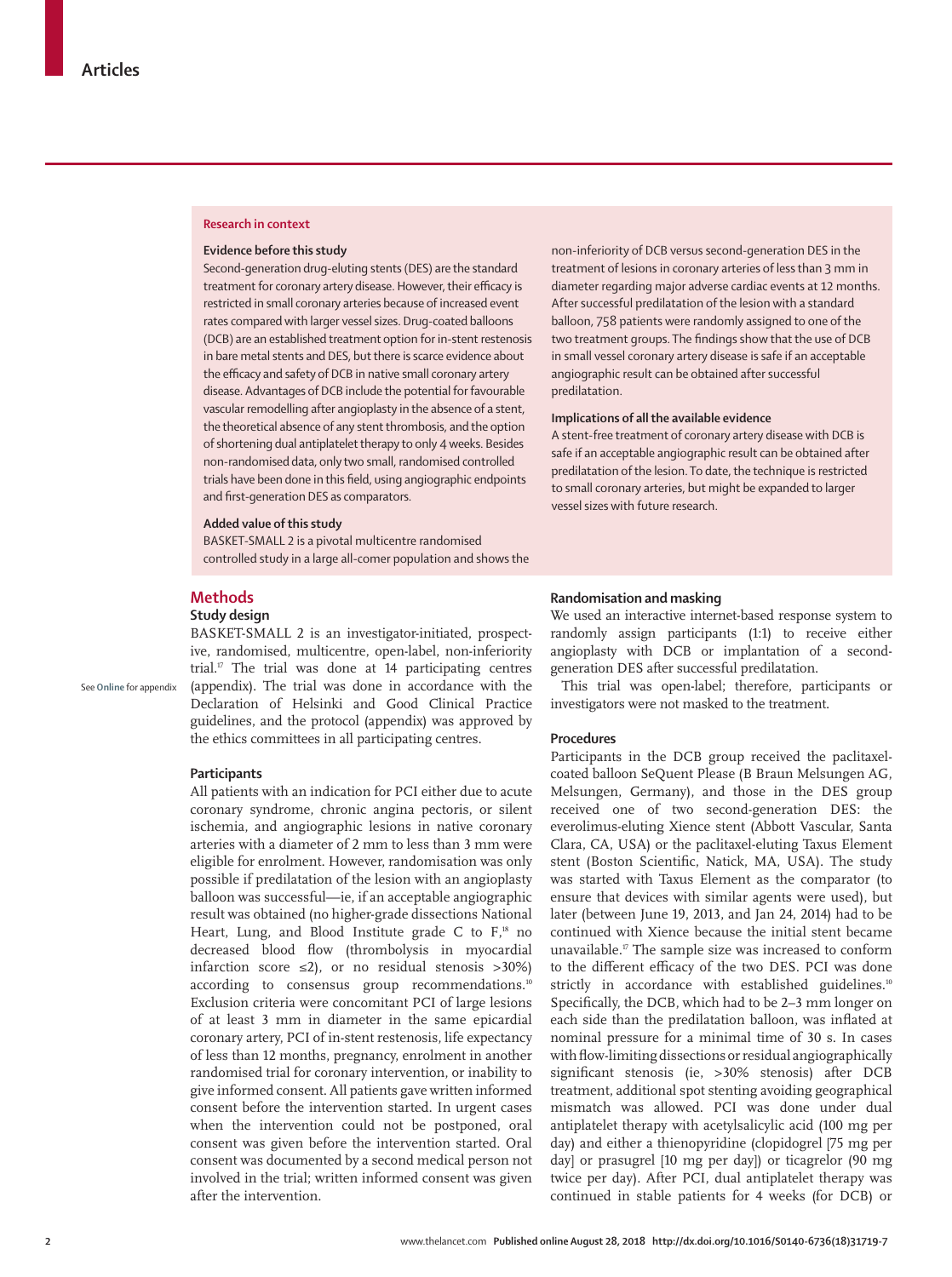## Research in context

### Evidence before this study

Second-generation drug-eluting stents (DES) are the standard treatment for coronary artery disease. However, their efficacy is restricted in small coronary arteries because of increased event rates compared with larger vessel sizes. Drug-coated balloons (DCB) are an established treatment option for in-stent restenosis in bare metal stents and DES, but there is scarce evidence about the efficacy and safety of DCB in native small coronary artery disease. Advantages of DCB include the potential for favourable vascular remodelling after angioplasty in the absence of a stent, the theoretical absence of any stent thrombosis, and the option of shortening dual antiplatelet therapy to only 4 weeks. Besides non-randomised data, only two small, randomised controlled trials have been done in this field, using angiographic endpoints and first-generation DES as comparators.

### Added value of this study

BASKET-SMALL 2 is a pivotal multicentre randomised controlled study in a large all-comer population and shows the non-inferiority of DCB versus second-generation DES in the treatment of lesions in coronary arteries of less than 3 mm in diameter regarding major adverse cardiac events at 12 months. After successful predilatation of the lesion with a standard balloon, 758 patients were randomly assigned to one of the two treatment groups. The findings show that the use of DCB in small vessel coronary artery disease is safe if an acceptable angiographic result can be obtained after successful predilatation.

### Implications of all the available evidence

A stent-free treatment of coronary artery disease with DCB is safe if an acceptable angiographic result can be obtained after predilatation of the lesion. To date, the technique is restricted to small coronary arteries, but might be expanded to larger vessel sizes with future research.

## Methods

### Study design

BASKET-SMALL 2 is an investigator-initiated, prospective, randomised, multicentre, open-label, non-inferiority trial.[17] The trial was done at 14 participating centres (appendix). The trial was done in accordance with the Declaration of Helsinki and Good Clinical Practice guidelines, and the protocol (appendix) was approved by the ethics committees in all participating centres.

See Online for appendix

### Participants

All patients with an indication for PCI either due to acute coronary syndrome, chronic angina pectoris, or silent ischemia, and angiographic lesions in native coronary arteries with a diameter of 2 mm to less than 3 mm were eligible for enrolment. However, randomisation was only possible if predilatation of the lesion with an angioplasty balloon was successful—ie, if an acceptable angiographic result was obtained (no higher-grade dissections National Heart, Lung, and Blood Institute grade C to F,[18] no decreased blood flow (thrombolysis in myocardial infarction score ≤2), or no residual stenosis >30%) according to consensus group recommendations.[10] Exclusion criteria were concomitant PCI of large lesions of at least 3 mm in diameter in the same epicardial coronary artery, PCI of in-stent restenosis, life expectancy of less than 12 months, pregnancy, enrolment in another randomised trial for coronary intervention, or inability to give informed consent. All patients gave written informed consent before the intervention started. In urgent cases when the intervention could not be postponed, oral consent was given before the intervention started. Oral consent was documented by a second medical person not involved in the trial; written informed consent was given after the intervention.

### Randomisation and masking

We used an interactive internet-based response system to randomly assign participants (1:1) to receive either angioplasty with DCB or implantation of a second-generation DES after successful predilatation.

This trial was open-label; therefore, participants or investigators were not masked to the treatment.

### Procedures

Participants in the DCB group received the paclitaxel-coated balloon SeQuent Please (B Braun Melsungen AG, Melsungen, Germany), and those in the DES group received one of two second-generation DES: the everolimus-eluting Xience stent (Abbott Vascular, Santa Clara, CA, USA) or the paclitaxel-eluting Taxus Element stent (Boston Scientific, Natick, MA, USA). The study was started with Taxus Element as the comparator (to ensure that devices with similar agents were used), but later (between June 19, 2013, and Jan 24, 2014) had to be continued with Xience because the initial stent became unavailable.[17] The sample size was increased to conform to the different efficacy of the two DES. PCI was done strictly in accordance with established guidelines.[10] Specifically, the DCB, which had to be 2–3 mm longer on each side than the predilatation balloon, was inflated at nominal pressure for a minimal time of 30 s. In cases with flow-limiting dissections or residual angiographically significant stenosis (ie, >30% stenosis) after DCB treatment, additional spot stenting avoiding geographical mismatch was allowed. PCI was done under dual antiplatelet therapy with acetylsalicylic acid (100 mg per day) and either a thienopyridine (clopidogrel [75 mg per day] or prasugrel [10 mg per day]) or ticagrelor (90 mg twice per day). After PCI, dual antiplatelet therapy was continued in stable patients for 4 weeks (for DCB) or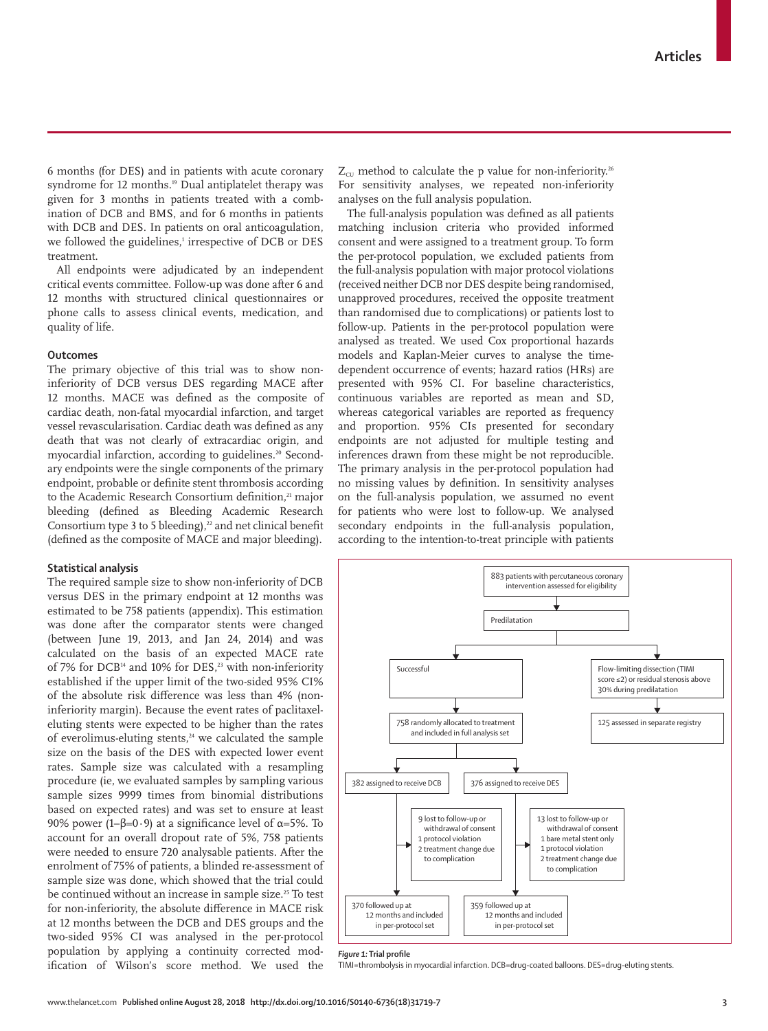6 months (for DES) and in patients with acute coronary syndrome for 12 months.[19] Dual antiplatelet therapy was given for 3 months in patients treated with a combination of DCB and BMS, and for 6 months in patients with DCB and DES. In patients on oral anticoagulation, we followed the guidelines,[1] irrespective of DCB or DES treatment.

All endpoints were adjudicated by an independent critical events committee. Follow-up was done after 6 and 12 months with structured clinical questionnaires or phone calls to assess clinical events, medication, and quality of life.

### Outcomes

The primary objective of this trial was to show non-inferiority of DCB versus DES regarding MACE after 12 months. MACE was defined as the composite of cardiac death, non-fatal myocardial infarction, and target vessel revascularisation. Cardiac death was defined as any death that was not clearly of extracardiac origin, and myocardial infarction, according to guidelines.[20] Secondary endpoints were the single components of the primary endpoint, probable or definite stent thrombosis according to the Academic Research Consortium definition,[21] major bleeding (defined as Bleeding Academic Research Consortium type 3 to 5 bleeding),[22] and net clinical benefit (defined as the composite of MACE and major bleeding).

### Statistical analysis

The required sample size to show non-inferiority of DCB versus DES in the primary endpoint at 12 months was estimated to be 758 patients (appendix). This estimation was done after the comparator stents were changed (between June 19, 2013, and Jan 24, 2014) and was calculated on the basis of an expected MACE rate of 7% for DCB[14] and 10% for DES,[23] with non-inferiority established if the upper limit of the two-sided 95% CI% of the absolute risk difference was less than 4% (non-inferiority margin). Because the event rates of paclitaxel-eluting stents were expected to be higher than the rates of everolimus-eluting stents,[24] we calculated the sample size on the basis of the DES with expected lower event rates. Sample size was calculated with a resampling procedure (ie, we evaluated samples by sampling various sample sizes 9999 times from binomial distributions based on expected rates) and was set to ensure at least 90% power ($1-\beta=0.9$) at a significance level of $\alpha=5\%$. To account for an overall dropout rate of 5%, 758 patients were needed to ensure 720 analysable patients. After the enrolment of 75% of patients, a blinded re-assessment of sample size was done, which showed that the trial could be continued without an increase in sample size.[25] To test for non-inferiority, the absolute difference in MACE risk at 12 months between the DCB and DES groups and the two-sided 95% CI was analysed in the per-protocol population by applying a continuity corrected modification of Wilson's score method. We used the $Z_{CU}$ method to calculate the p value for non-inferiority.[26] For sensitivity analyses, we repeated non-inferiority analyses on the full analysis population.

The full-analysis population was defined as all patients matching inclusion criteria who provided informed consent and were assigned to a treatment group. To form the per-protocol population, we excluded patients from the full-analysis population with major protocol violations (received neither DCB nor DES despite being randomised, unapproved procedures, received the opposite treatment than randomised due to complications) or patients lost to follow-up. Patients in the per-protocol population were analysed as treated. We used Cox proportional hazards models and Kaplan-Meier curves to analyse the time-dependent occurrence of events; hazard ratios (HRs) are presented with 95% CI. For baseline characteristics, continuous variables are reported as mean and SD, whereas categorical variables are reported as frequency and proportion. 95% CIs presented for secondary endpoints are not adjusted for multiple testing and inferences drawn from these might be not reproducible. The primary analysis in the per-protocol population had no missing values by definition. In sensitivity analyses on the full-analysis population, we assumed no event for patients who were lost to follow-up. We analysed secondary endpoints in the full-analysis population, according to the intention-to-treat principle with patients

883 patients with percutaneous coronary intervention assessed for eligibility

Predilatation

Successful

Flow-limiting dissection (TIMI score ≤2) or residual stenosis above 30% during predilatation

758 randomly allocated to treatment and included in full analysis set

125 assessed in separate registry

382 assigned to receive DCB

376 assigned to receive DES

9 lost to follow-up or withdrawal of consent
1 protocol violation
2 treatment change due to complication

13 lost to follow-up or withdrawal of consent
1 bare metal stent only
1 protocol violation
2 treatment change due to complication

370 followed up at 12 months and included in per-protocol set

359 followed up at 12 months and included in per-protocol set

**Figure 1:** Trial profile
TIMI=thrombolysis in myocardial infarction. DCB=drug-coated balloons. DES=drug-eluting stents.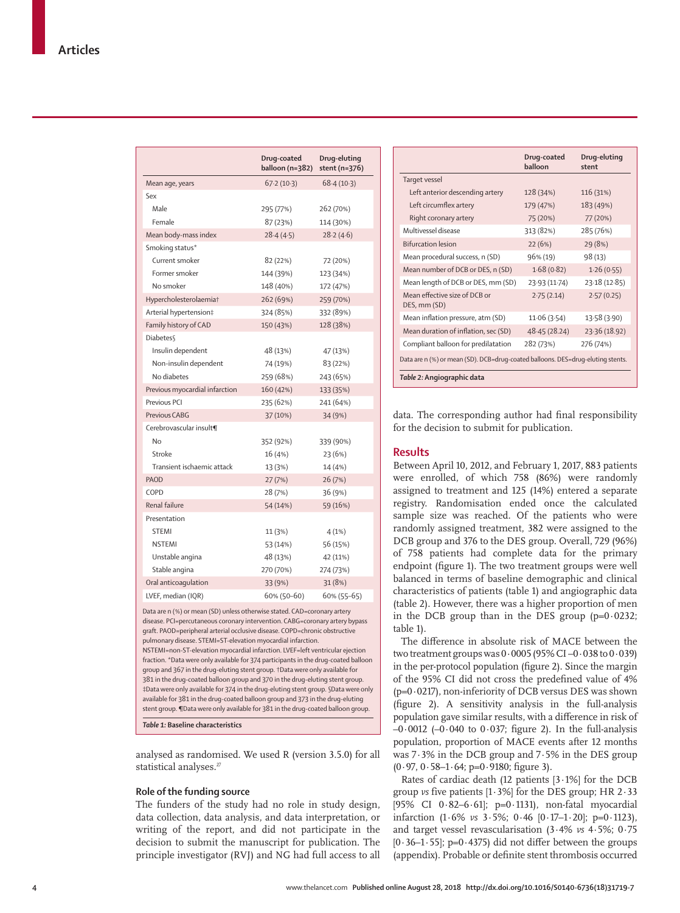| | Drug-coated balloon (n=382) | Drug-eluting stent (n=376) |
|---|---|---|
| Mean age, years | 67·2 (10·3) | 68·4 (10·3) |
| Sex | | |
| Male | 295 (77%) | 262 (70%) |
| Female | 87 (23%) | 114 (30%) |
| Mean body-mass index | 28·4 (4·5) | 28·2 (4·6) |
| Smoking status* | | |
| Current smoker | 82 (22%) | 72 (20%) |
| Former smoker | 144 (39%) | 123 (34%) |
| No smoker | 148 (40%) | 172 (47%) |
| Hypercholesterolaemia† | 262 (69%) | 259 (70%) |
| Arterial hypertension‡ | 324 (85%) | 332 (89%) |
| Family history of CAD | 150 (43%) | 128 (38%) |
| Diabetes§ | | |
| Insulin dependent | 48 (13%) | 47 (13%) |
| Non-insulin dependent | 74 (19%) | 83 (22%) |
| No diabetes | 259 (68%) | 243 (65%) |
| Previous myocardial infarction | 160 (42%) | 133 (35%) |
| Previous PCI | 235 (62%) | 241 (64%) |
| Previous CABG | 37 (10%) | 34 (9%) |
| Cerebrovascular insult¶ | | |
| No | 352 (92%) | 339 (90%) |
| Stroke | 16 (4%) | 23 (6%) |
| Transient ischaemic attack | 13 (3%) | 14 (4%) |
| PAOD | 27 (7%) | 26 (7%) |
| COPD | 28 (7%) | 36 (9%) |
| Renal failure | 54 (14%) | 59 (16%) |
| Presentation | | |
| STEMI | 11 (3%) | 4 (1%) |
| NSTEMI | 53 (14%) | 56 (15%) |
| Unstable angina | 48 (13%) | 42 (11%) |
| Stable angina | 270 (70%) | 274 (73%) |
| Oral anticoagulation | 33 (9%) | 31 (8%) |
| LVEF, median (IQR) | 60% (50–60) | 60% (55–65) |

Data are n (%) or mean (SD) unless otherwise stated. CAD=coronary artery disease. PCI=percutaneous coronary intervention. CABG=coronary artery bypass graft. PAOD=peripheral arterial occlusive disease. COPD=chronic obstructive pulmonary disease. STEMI=ST-elevation myocardial infarction. NSTEMI=non-ST-elevation myocardial infarction. LVEF=left ventricular ejection fraction. *Data were only available for 374 participants in the drug-coated balloon group and 367 in the drug-eluting stent group. †Data were only available for 381 in the drug-coated balloon group and 370 in the drug-eluting stent group. ‡Data were only available for 374 in the drug-coated balloon group and 373 in the drug-eluting stent group. §Data were only available for 381 in the drug-coated balloon group and 373 in the drug-eluting stent group. ¶Data were only available for 381 in the drug-coated balloon group.

*Table 1:* **Baseline characteristics**

analysed as randomised. We used R (version 3.5.0) for all statistical analyses.[27]

### Role of the funding source

The funders of the study had no role in study design, data collection, data analysis, and data interpretation, or writing of the report, and did not participate in the decision to submit the manuscript for publication. The principle investigator (RVJ) and NG had full access to all data. The corresponding author had final responsibility for the decision to submit for publication.

| | Drug-coated balloon | Drug-eluting stent |
|---|---|---|
| Target vessel | | |
| Left anterior descending artery | 128 (34%) | 116 (31%) |
| Left circumflex artery | 179 (47%) | 183 (49%) |
| Right coronary artery | 75 (20%) | 77 (20%) |
| Multivessel disease | 313 (82%) | 285 (76%) |
| Bifurcation lesion | 22 (6%) | 29 (8%) |
| Mean procedural success, n (SD) | 96% (19) | 98 (13) |
| Mean number of DCB or DES, n (SD) | 1·68 (0·82) | 1·26 (0·55) |
| Mean length of DCB or DES, mm (SD) | 23·93 (11·74) | 23·18 (12·85) |
| Mean effective size of DCB or DES, mm (SD) | 2·75 (2.14) | 2·57 (0.25) |
| Mean inflation pressure, atm (SD) | 11·06 (3·54) | 13·58 (3·90) |
| Mean duration of inflation, sec (SD) | 48·45 (28.24) | 23·36 (18.92) |
| Compliant balloon for predilatation | 282 (73%) | 276 (74%) |

Data are n (%) or mean (SD). DCB=drug-coated balloons. DES=drug-eluting stents.

*Table 2:* **Angiographic data**

## Results

Between April 10, 2012, and February 1, 2017, 883 patients were enrolled, of which 758 (86%) were randomly assigned to treatment and 125 (14%) entered a separate registry. Randomisation ended once the calculated sample size was reached. Of the patients who were randomly assigned treatment, 382 were assigned to the DCB group and 376 to the DES group. Overall, 729 (96%) of 758 patients had complete data for the primary endpoint (figure 1). The two treatment groups were well balanced in terms of baseline demographic and clinical characteristics of patients (table 1) and angiographic data (table 2). However, there was a higher proportion of men in the DCB group than in the DES group (p=0·0232; table 1).

The difference in absolute risk of MACE between the two treatment groups was 0·0005 (95% CI –0·038 to 0·039) in the per-protocol population (figure 2). Since the margin of the 95% CI did not cross the predefined value of 4% (p=0·0217), non-inferiority of DCB versus DES was shown (figure 2). A sensitivity analysis in the full-analysis population gave similar results, with a difference in risk of –0·0012 (–0·040 to 0·037; figure 2). In the full-analysis population, proportion of MACE events after 12 months was 7·3% in the DCB group and 7·5% in the DES group (0·97, 0·58–1·64; p=0·9180; figure 3).

Rates of cardiac death (12 patients [3·1%] for the DCB group *vs* five patients [1·3%] for the DES group; HR 2·33 [95% CI 0·82–6·61]; p=0·1131), non-fatal myocardial infarction (1·6% *vs* 3·5%; 0·46 [0·17–1·20]; p=0·1123), and target vessel revascularisation (3·4% *vs* 4·5%; 0·75 [0·36–1·55]; p=0·4375) did not differ between the groups (appendix). Probable or definite stent thrombosis occurred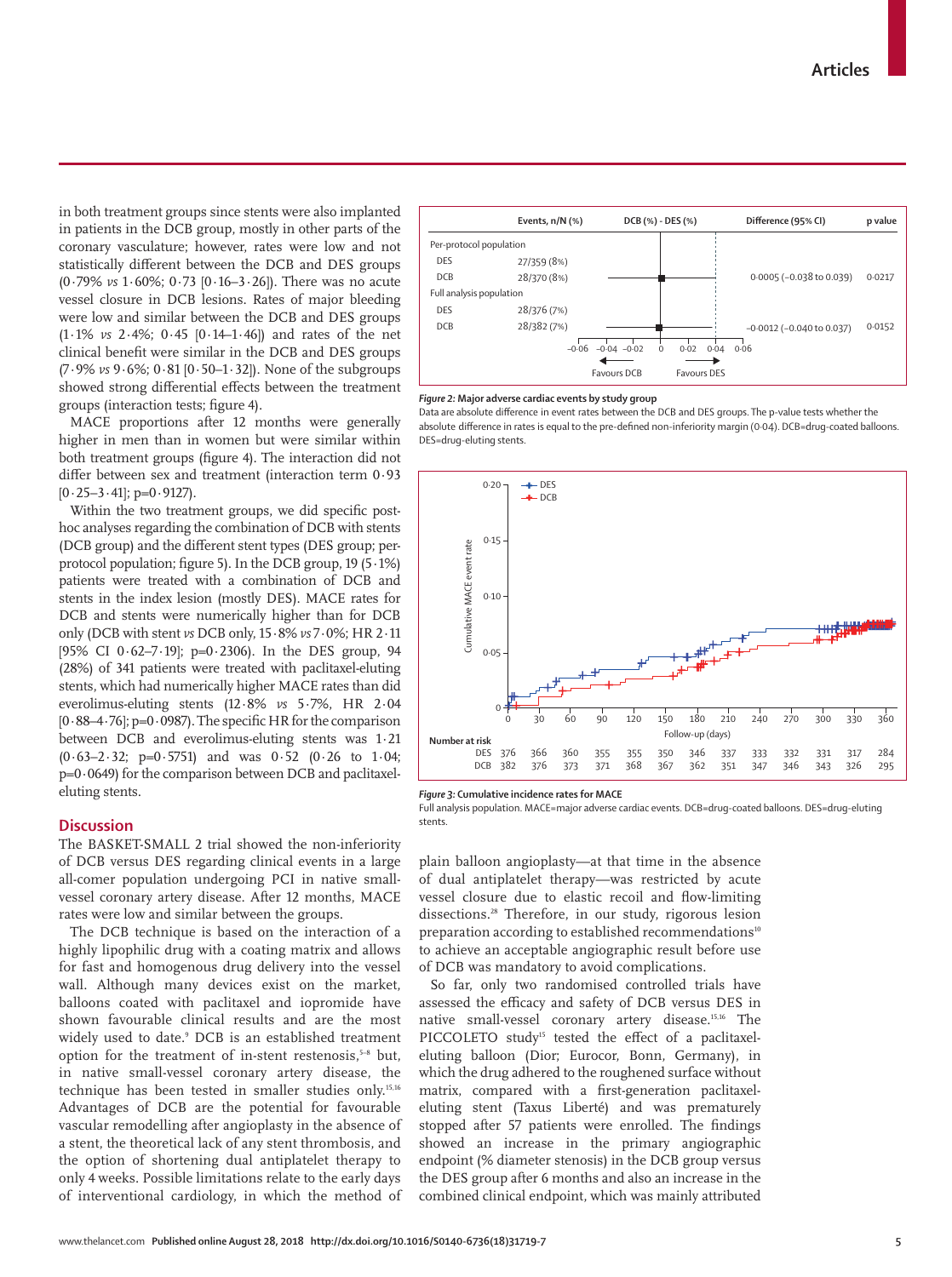in both treatment groups since stents were also implanted in patients in the DCB group, mostly in other parts of the coronary vasculature; however, rates were low and not statistically different between the DCB and DES groups (0·79% *vs* 1·60%; 0·73 [0·16–3·26]). There was no acute vessel closure in DCB lesions. Rates of major bleeding were low and similar between the DCB and DES groups (1·1% *vs* 2·4%; 0·45 [0·14–1·46]) and rates of the net clinical benefit were similar in the DCB and DES groups (7·9% *vs* 9·6%; 0·81 [0·50–1·32]). None of the subgroups showed strong differential effects between the treatment groups (interaction tests; figure 4).

MACE proportions after 12 months were generally higher in men than in women but were similar within both treatment groups (figure 4). The interaction did not differ between sex and treatment (interaction term 0·93 [0·25–3·41]; p=0·9127).

Within the two treatment groups, we did specific post-hoc analyses regarding the combination of DCB with stents (DCB group) and the different stent types (DES group; per-protocol population; figure 5). In the DCB group, 19 (5·1%) patients were treated with a combination of DCB and stents in the index lesion (mostly DES). MACE rates for DCB and stents were numerically higher than for DCB only (DCB with stent *vs* DCB only, 15·8% *vs* 7·0%; HR 2·11 [95% CI 0·62–7·19]; p=0·2306). In the DES group, 94 (28%) of 341 patients were treated with paclitaxel-eluting stents, which had numerically higher MACE rates than did everolimus-eluting stents (12·8% *vs* 5·7%, HR 2·04 [0·88–4·76]; p=0·0987). The specific HR for the comparison between DCB and everolimus-eluting stents was 1·21 (0·63–2·32; p=0·5751) and was 0·52 (0·26 to 1·04; p=0·0649) for the comparison between DCB and paclitaxel-eluting stents.

| | Events, n/N (%) | DCB (%) - DES (%) | Difference (95% CI) | p value |
|---|---|---|---|---|
| Per-protocol population | | | | |
| DES | 27/359 (8%) | | | |
| DCB | 28/370 (8%) | | 0·0005 (–0·038 to 0·039) | 0·0217 |
| Full analysis population | | | | |
| DES | 28/376 (7%) | | | |
| DCB | 28/382 (7%) | | –0·0012 (–0·040 to 0·037) | 0·0152 |

*Figure 2:* **Major adverse cardiac events by study group**
Data are absolute difference in event rates between the DCB and DES groups. The p-value tests whether the absolute difference in rates is equal to the pre-defined non-inferiority margin (0·04). DCB=drug-coated balloons. DES=drug-eluting stents.

| Number at risk | 0 | 30 | 60 | 90 | 120 | 150 | 180 | 210 | 240 | 270 | 300 | 330 | 360 |
|---|---|---|---|---|---|---|---|---|---|---|---|---|---|
| DES | 376 | 366 | 360 | 355 | 355 | 350 | 346 | 337 | 333 | 332 | 331 | 317 | 284 |
| DCB | 382 | 376 | 373 | 371 | 368 | 367 | 362 | 351 | 347 | 346 | 343 | 326 | 295 |

*Figure 3:* **Cumulative incidence rates for MACE**
Full analysis population. MACE=major adverse cardiac events. DCB=drug-coated balloons. DES=drug-eluting stents.

## Discussion

The BASKET-SMALL 2 trial showed the non-inferiority of DCB versus DES regarding clinical events in a large all-comer population undergoing PCI in native small-vessel coronary artery disease. After 12 months, MACE rates were low and similar between the groups.

The DCB technique is based on the interaction of a highly lipophilic drug with a coating matrix and allows for fast and homogenous drug delivery into the vessel wall. Although many devices exist on the market, balloons coated with paclitaxel and iopromide have shown favourable clinical results and are the most widely used to date.[9] DCB is an established treatment option for the treatment of in-stent restenosis,[5–8] but, in native small-vessel coronary artery disease, the technique has been tested in smaller studies only.[15,16] Advantages of DCB are the potential for favourable vascular remodelling after angioplasty in the absence of a stent, the theoretical lack of any stent thrombosis, and the option of shortening dual antiplatelet therapy to only 4 weeks. Possible limitations relate to the early days of interventional cardiology, in which the method of plain balloon angioplasty—at that time in the absence of dual antiplatelet therapy—was restricted by acute vessel closure due to elastic recoil and flow-limiting dissections.[28] Therefore, in our study, rigorous lesion preparation according to established recommendations[10] to achieve an acceptable angiographic result before use of DCB was mandatory to avoid complications.

So far, only two randomised controlled trials have assessed the efficacy and safety of DCB versus DES in native small-vessel coronary artery disease.[15,16] The PICCOLETO study[15] tested the effect of a paclitaxel-eluting balloon (Dior; Eurocor, Bonn, Germany), in which the drug adhered to the roughened surface without matrix, compared with a first-generation paclitaxel-eluting stent (Taxus Liberté) and was prematurely stopped after 57 patients were enrolled. The findings showed an increase in the primary angiographic endpoint (% diameter stenosis) in the DCB group versus the DES group after 6 months and also an increase in the combined clinical endpoint, which was mainly attributed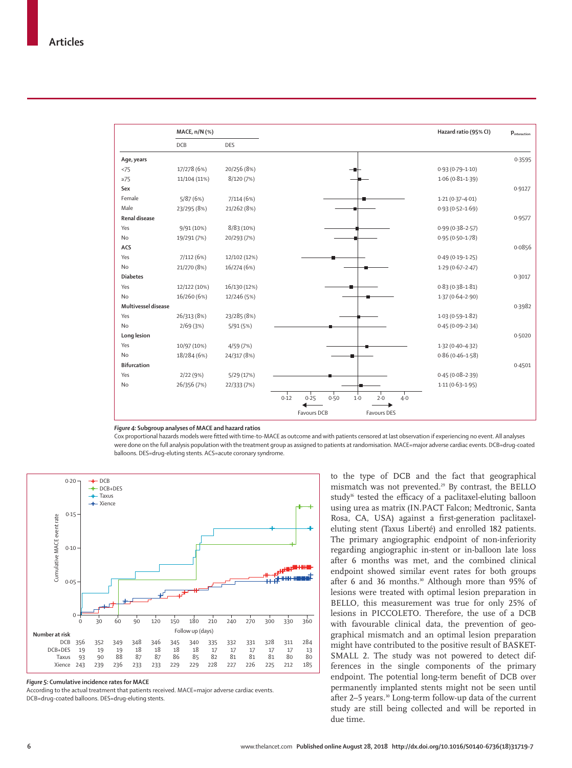| | MACE, n/N (%) | | Hazard ratio (95% CI) | $p_{interaction}$ |
|---|---|---|---|---|
| | DCB | DES | | |
| **Age, years** | | | | 0·3595 |
| <75 | 17/278 (6%) | 20/256 (8%) | 0·93 (0·79–1·10) | |
| ≥75 | 11/104 (11%) | 8/120 (7%) | 1·06 (0·81–1·39) | |
| **Sex** | | | | 0·9127 |
| Female | 5/87 (6%) | 7/114 (6%) | 1·21 (0·37–4·01) | |
| Male | 23/295 (8%) | 21/262 (8%) | 0·93 (0·52–1·69) | |
| **Renal disease** | | | | 0·9577 |
| Yes | 9/91 (10%) | 8/83 (10%) | 0·99 (0·38–2·57) | |
| No | 19/291 (7%) | 20/293 (7%) | 0·95 (0·50–1·78) | |
| **ACS** | | | | 0·0856 |
| Yes | 7/112 (6%) | 12/102 (12%) | 0·49 (0·19–1·25) | |
| No | 21/270 (8%) | 16/274 (6%) | 1·29 (0·67–2·47) | |
| **Diabetes** | | | | 0·3017 |
| Yes | 12/122 (10%) | 16/130 (12%) | 0·83 (0·38–1·81) | |
| No | 16/260 (6%) | 12/246 (5%) | 1·37 (0·64–2·90) | |
| **Multivessel disease** | | | | 0·3982 |
| Yes | 26/313 (8%) | 23/285 (8%) | 1·03 (0·59–1·82) | |
| No | 2/69 (3%) | 5/91 (5%) | 0·45 (0·09–2·34) | |
| **Long lesion** | | | | 0·5020 |
| Yes | 10/97 (10%) | 4/59 (7%) | 1·32 (0·40–4·32) | |
| No | 18/284 (6%) | 24/317 (8%) | 0·86 (0·46–1·58) | |
| **Bifurcation** | | | | 0·4501 |
| Yes | 2/22 (9%) | 5/29 (17%) | 0·45 (0·08–2·39) | |
| No | 26/356 (7%) | 22/333 (7%) | 1·11 (0·63–1·95) | |

**Figure 4: Subgroup analyses of MACE and hazard ratios**

Cox proportional hazards models were fitted with time-to-MACE as outcome and with patients censored at last observation if experiencing no event. All analyses were done on the full analysis population with the treatment group as assigned to patients at randomisation. MACE=major adverse cardiac events. DCB=drug-coated balloons. DES=drug-eluting stents. ACS=acute coronary syndrome.

| Number at risk | 0 | 30 | 60 | 90 | 120 | 150 | 180 | 210 | 240 | 270 | 300 | 330 | 360 |
|---|---|---|---|---|---|---|---|---|---|---|---|---|---|
| DCB | 356 | 352 | 349 | 348 | 346 | 345 | 340 | 335 | 332 | 331 | 328 | 311 | 284 |
| DCB+DES | 19 | 19 | 19 | 18 | 18 | 18 | 18 | 17 | 17 | 17 | 17 | 17 | 13 |
| Taxus | 93 | 90 | 88 | 87 | 87 | 86 | 85 | 82 | 81 | 81 | 81 | 80 | 80 |
| Xience | 243 | 239 | 236 | 233 | 233 | 229 | 229 | 228 | 227 | 226 | 225 | 212 | 185 |

**Figure 5: Cumulative incidence rates for MACE**

According to the actual treatment that patients received. MACE=major adverse cardiac events. DCB=drug-coated balloons. DES=drug-eluting stents.

to the type of DCB and the fact that geographical mismatch was not prevented.[29] By contrast, the BELLO study[16] tested the efficacy of a paclitaxel-eluting balloon using urea as matrix (IN.PACT Falcon; Medtronic, Santa Rosa, CA, USA) against a first-generation paclitaxel-eluting stent (Taxus Liberté) and enrolled 182 patients. The primary angiographic endpoint of non-inferiority regarding angiographic in-stent or in-balloon late loss after 6 months was met, and the combined clinical endpoint showed similar event rates for both groups after 6 and 36 months.[30] Although more than 95% of lesions were treated with optimal lesion preparation in BELLO, this measurement was true for only 25% of lesions in PICCOLETO. Therefore, the use of a DCB with favourable clinical data, the prevention of geographical mismatch and an optimal lesion preparation might have contributed to the positive result of BASKET-SMALL 2. The study was not powered to detect differences in the single components of the primary endpoint. The potential long-term benefit of DCB over permanently implanted stents might not be seen until after 2–5 years.[30] Long-term follow-up data of the current study are still being collected and will be reported in due time.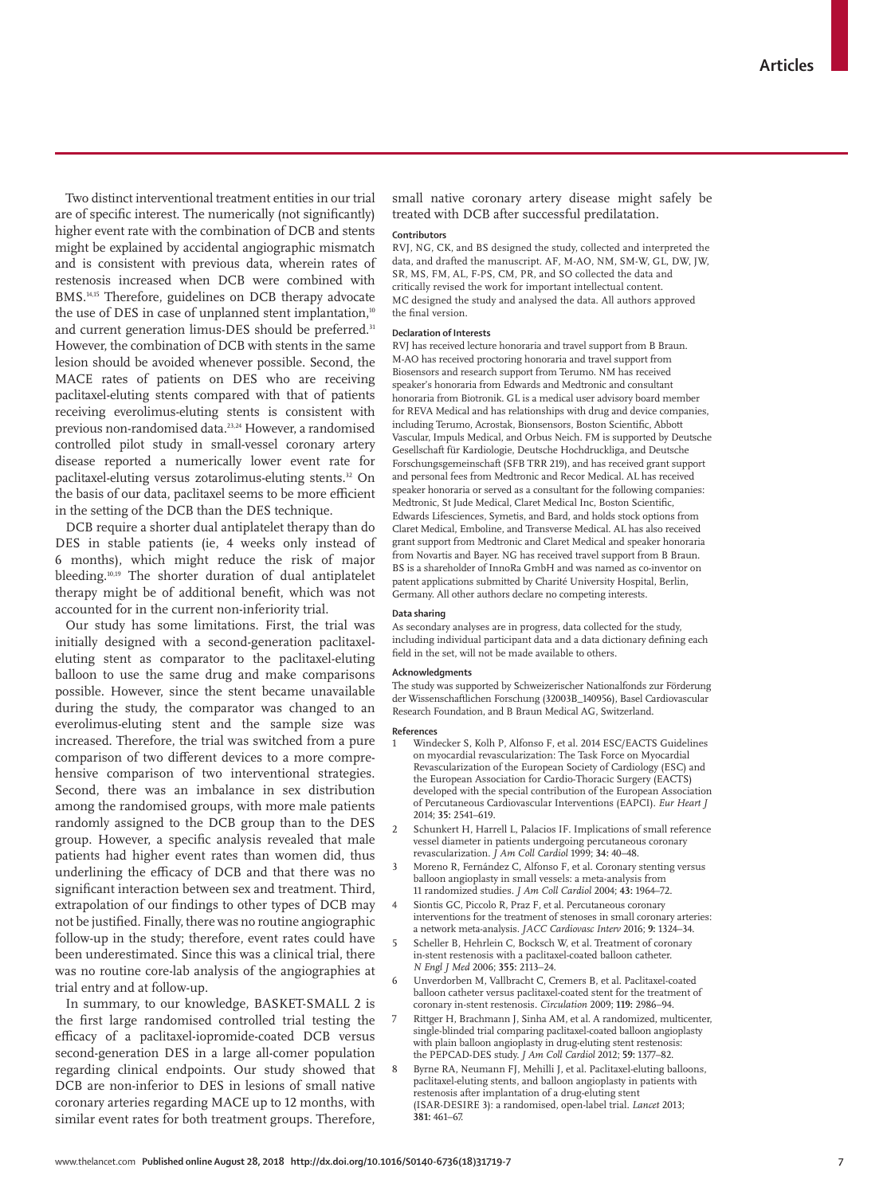Two distinct interventional treatment entities in our trial are of specific interest. The numerically (not significantly) higher event rate with the combination of DCB and stents might be explained by accidental angiographic mismatch and is consistent with previous data, wherein rates of restenosis increased when DCB were combined with BMS.[14,15] Therefore, guidelines on DCB therapy advocate the use of DES in case of unplanned stent implantation,[10] and current generation limus-DES should be preferred.[31] However, the combination of DCB with stents in the same lesion should be avoided whenever possible. Second, the MACE rates of patients on DES who are receiving paclitaxel-eluting stents compared with that of patients receiving everolimus-eluting stents is consistent with previous non-randomised data.[23,24] However, a randomised controlled pilot study in small-vessel coronary artery disease reported a numerically lower event rate for paclitaxel-eluting versus zotarolimus-eluting stents.[32] On the basis of our data, paclitaxel seems to be more efficient in the setting of the DCB than the DES technique.

DCB require a shorter dual antiplatelet therapy than do DES in stable patients (ie, 4 weeks only instead of 6 months), which might reduce the risk of major bleeding.[10,19] The shorter duration of dual antiplatelet therapy might be of additional benefit, which was not accounted for in the current non-inferiority trial.

Our study has some limitations. First, the trial was initially designed with a second-generation paclitaxel-eluting stent as comparator to the paclitaxel-eluting balloon to use the same drug and make comparisons possible. However, since the stent became unavailable during the study, the comparator was changed to an everolimus-eluting stent and the sample size was increased. Therefore, the trial was switched from a pure comparison of two different devices to a more comprehensive comparison of two interventional strategies. Second, there was an imbalance in sex distribution among the randomised groups, with more male patients randomly assigned to the DCB group than to the DES group. However, a specific analysis revealed that male patients had higher event rates than women did, thus underlining the efficacy of DCB and that there was no significant interaction between sex and treatment. Third, extrapolation of our findings to other types of DCB may not be justified. Finally, there was no routine angiographic follow-up in the study; therefore, event rates could have been underestimated. Since this was a clinical trial, there was no routine core-lab analysis of the angiographies at trial entry and at follow-up.

In summary, to our knowledge, BASKET-SMALL 2 is the first large randomised controlled trial testing the efficacy of a paclitaxel-iopromide-coated DCB versus second-generation DES in a large all-comer population regarding clinical endpoints. Our study showed that DCB are non-inferior to DES in lesions of small native coronary arteries regarding MACE up to 12 months, with similar event rates for both treatment groups. Therefore, small native coronary artery disease might safely be treated with DCB after successful predilatation.

#### Contributors

RVJ, NG, CK, and BS designed the study, collected and interpreted the data, and drafted the manuscript. AF, M-AO, NM, SM-W, GL, DW, JW, SR, MS, FM, AL, F-PS, CM, PR, and SO collected the data and critically revised the work for important intellectual content. MC designed the study and analysed the data. All authors approved the final version.

#### Declaration of Interests

RVJ has received lecture honoraria and travel support from B Braun. M-AO has received proctoring honoraria and travel support from Biosensors and research support from Terumo. NM has received speaker's honoraria from Edwards and Medtronic and consultant honoraria from Biotronik. GL is a medical user advisory board member for REVA Medical and has relationships with drug and device companies, including Terumo, Acrostak, Biosensors, Boston Scientific, Abbott Vascular, Impuls Medical, and Orbus Neich. FM is supported by Deutsche Gesellschaft für Kardiologie, Deutsche Hochdruckliga, and Deutsche Forschungsgemeinschaft (SFB TRR 219), and has received grant support and personal fees from Medtronic and Recor Medical. AL has received speaker honoraria or served as a consultant for the following companies: Medtronic, St Jude Medical, Claret Medical Inc, Boston Scientific, Edwards Lifesciences, Symetis, and Bard, and holds stock options from Claret Medical, Emboline, and Transverse Medical. AL has also received grant support from Medtronic and Claret Medical and speaker honoraria from Novartis and Bayer. NG has received travel support from B Braun. BS is a shareholder of InnoRa GmbH and was named as co-inventor on patent applications submitted by Charité University Hospital, Berlin, Germany. All other authors declare no competing interests.

#### Data sharing

As secondary analyses are in progress, data collected for the study, including individual participant data and a data dictionary defining each field in the set, will not be made available to others.

#### Acknowledgments

The study was supported by Schweizerischer Nationalfonds zur Förderung der Wissenschaftlichen Forschung (32003B_140956), Basel Cardiovascular Research Foundation, and B Braun Medical AG, Switzerland.

#### References

1. Windecker S, Kolh P, Alfonso F, et al. 2014 ESC/EACTS Guidelines on myocardial revascularization: The Task Force on Myocardial Revascularization of the European Society of Cardiology (ESC) and the European Association for Cardio-Thoracic Surgery (EACTS) developed with the special contribution of the European Association of Percutaneous Cardiovascular Interventions (EAPCI). *Eur Heart J* 2014; **35:** 2541–619.
2. Schunkert H, Harrell L, Palacios IF. Implications of small reference vessel diameter in patients undergoing percutaneous coronary revascularization. *J Am Coll Cardiol* 1999; **34:** 40–48.
3. Moreno R, Fernández C, Alfonso F, et al. Coronary stenting versus balloon angioplasty in small vessels: a meta-analysis from 11 randomized studies. *J Am Coll Cardiol* 2004; **43:** 1964–72.
4. Siontis GC, Piccolo R, Praz F, et al. Percutaneous coronary interventions for the treatment of stenoses in small coronary arteries: a network meta-analysis. *JACC Cardiovasc Interv* 2016; **9:** 1324–34.
5. Scheller B, Hehrlein C, Bocksch W, et al. Treatment of coronary in-stent restenosis with a paclitaxel-coated balloon catheter. *N Engl J Med* 2006; **355:** 2113–24.
6. Unverdorben M, Vallbracht C, Cremers B, et al. Paclitaxel-coated balloon catheter versus paclitaxel-coated stent for the treatment of coronary in-stent restenosis. *Circulation* 2009; **119:** 2986–94.
7. Rittger H, Brachmann J, Sinha AM, et al. A randomized, multicenter, single-blinded trial comparing paclitaxel-coated balloon angioplasty with plain balloon angioplasty in drug-eluting stent restenosis: the PEPCAD-DES study. *J Am Coll Cardiol* 2012; **59:** 1377–82.
8. Byrne RA, Neumann FJ, Mehilli J, et al. Paclitaxel-eluting balloons, paclitaxel-eluting stents, and balloon angioplasty in patients with restenosis after implantation of a drug-eluting stent (ISAR-DESIRE 3): a randomised, open-label trial. *Lancet* 2013; **381:** 461–67.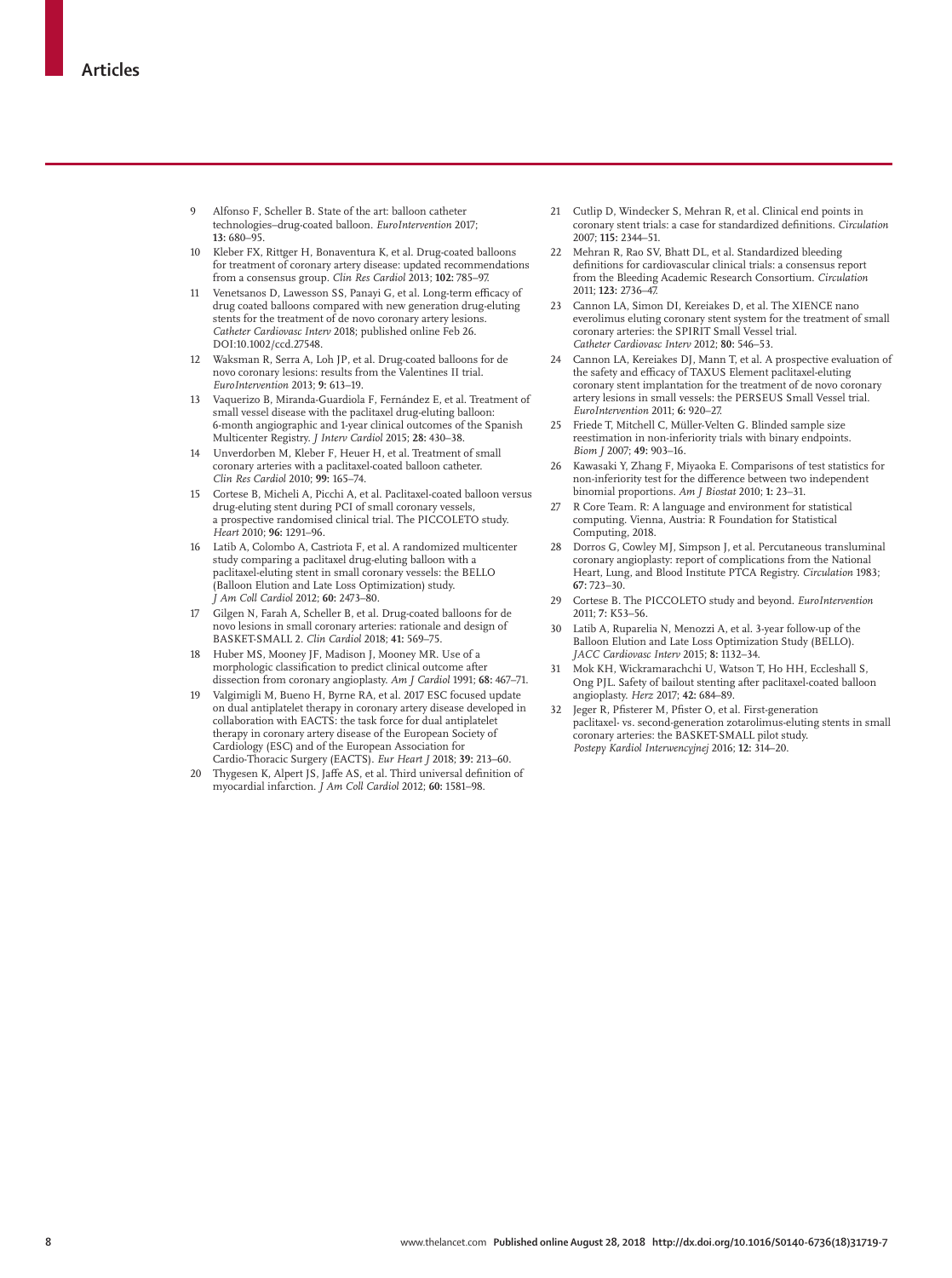9. Alfonso F, Scheller B. State of the art: balloon catheter technologies–drug-coated balloon. *EuroIntervention* 2017; **13:** 680–95.
10. Kleber FX, Rittger H, Bonaventura K, et al. Drug-coated balloons for treatment of coronary artery disease: updated recommendations from a consensus group. *Clin Res Cardiol* 2013; **102:** 785–97.
11. Venetsanos D, Lawesson SS, Panayi G, et al. Long-term efficacy of drug coated balloons compared with new generation drug-eluting stents for the treatment of de novo coronary artery lesions. *Catheter Cardiovasc Interv* 2018; published online Feb 26. DOI:10.1002/ccd.27548.
12. Waksman R, Serra A, Loh JP, et al. Drug-coated balloons for de novo coronary lesions: results from the Valentines II trial. *EuroIntervention* 2013; **9:** 613–19.
13. Vaquerizo B, Miranda-Guardiola F, Fernández E, et al. Treatment of small vessel disease with the paclitaxel drug-eluting balloon: 6-month angiographic and 1-year clinical outcomes of the Spanish Multicenter Registry. *J Interv Cardiol* 2015; **28:** 430–38.
14. Unverdorben M, Kleber F, Heuer H, et al. Treatment of small coronary arteries with a paclitaxel-coated balloon catheter. *Clin Res Cardiol* 2010; **99:** 165–74.
15. Cortese B, Micheli A, Picchi A, et al. Paclitaxel-coated balloon versus drug-eluting stent during PCI of small coronary vessels, a prospective randomised clinical trial. The PICCOLETO study. *Heart* 2010; **96:** 1291–96.
16. Latib A, Colombo A, Castriota F, et al. A randomized multicenter study comparing a paclitaxel drug-eluting balloon with a paclitaxel-eluting stent in small coronary vessels: the BELLO (Balloon Elution and Late Loss Optimization) study. *J Am Coll Cardiol* 2012; **60:** 2473–80.
17. Gilgen N, Farah A, Scheller B, et al. Drug-coated balloons for de novo lesions in small coronary arteries: rationale and design of BASKET-SMALL 2. *Clin Cardiol* 2018; **41:** 569–75.
18. Huber MS, Mooney JF, Madison J, Mooney MR. Use of a morphologic classification to predict clinical outcome after dissection from coronary angioplasty. *Am J Cardiol* 1991; **68:** 467–71.
19. Valgimigli M, Bueno H, Byrne RA, et al. 2017 ESC focused update on dual antiplatelet therapy in coronary artery disease developed in collaboration with EACTS: the task force for dual antiplatelet therapy in coronary artery disease of the European Society of Cardiology (ESC) and of the European Association for Cardio-Thoracic Surgery (EACTS). *Eur Heart J* 2018; **39:** 213–60.
20. Thygesen K, Alpert JS, Jaffe AS, et al. Third universal definition of myocardial infarction. *J Am Coll Cardiol* 2012; **60:** 1581–98.
21. Cutlip D, Windecker S, Mehran R, et al. Clinical end points in coronary stent trials: a case for standardized definitions. *Circulation* 2007; **115:** 2344–51.
22. Mehran R, Rao SV, Bhatt DL, et al. Standardized bleeding definitions for cardiovascular clinical trials: a consensus report from the Bleeding Academic Research Consortium. *Circulation* 2011; **123:** 2736–47.
23. Cannon LA, Simon DI, Kereiakes D, et al. The XIENCE nano everolimus eluting coronary stent system for the treatment of small coronary arteries: the SPIRIT Small Vessel trial. *Catheter Cardiovasc Interv* 2012; **80:** 546–53.
24. Cannon LA, Kereiakes DJ, Mann T, et al. A prospective evaluation of the safety and efficacy of TAXUS Element paclitaxel-eluting coronary stent implantation for the treatment of de novo coronary artery lesions in small vessels: the PERSEUS Small Vessel trial. *EuroIntervention* 2011; **6:** 920–27.
25. Friede T, Mitchell C, Müller-Velten G. Blinded sample size reestimation in non-inferiority trials with binary endpoints. *Biom J* 2007; **49:** 903–16.
26. Kawasaki Y, Zhang F, Miyaoka E. Comparisons of test statistics for non-inferiority test for the difference between two independent binomial proportions. *Am J Biostat* 2010; **1:** 23–31.
27. R Core Team. R: A language and environment for statistical computing. Vienna, Austria: R Foundation for Statistical Computing, 2018.
28. Dorros G, Cowley MJ, Simpson J, et al. Percutaneous transluminal coronary angioplasty: report of complications from the National Heart, Lung, and Blood Institute PTCA Registry. *Circulation* 1983; **67:** 723–30.
29. Cortese B. The PICCOLETO study and beyond. *EuroIntervention* 2011; **7:** K53–56.
30. Latib A, Ruparelia N, Menozzi A, et al. 3-year follow-up of the Balloon Elution and Late Loss Optimization Study (BELLO). *JACC Cardiovasc Interv* 2015; **8:** 1132–34.
31. Mok KH, Wickramarachchi U, Watson T, Ho HH, Eccleshall S, Ong PJL. Safety of bailout stenting after paclitaxel-coated balloon angioplasty. *Herz* 2017; **42:** 684–89.
32. Jeger R, Pfisterer M, Pfister O, et al. First-generation paclitaxel- vs. second-generation zotarolimus-eluting stents in small coronary arteries: the BASKET-SMALL pilot study. *Postepy Kardiol Interwencyjnej* 2016; **12:** 314–20.